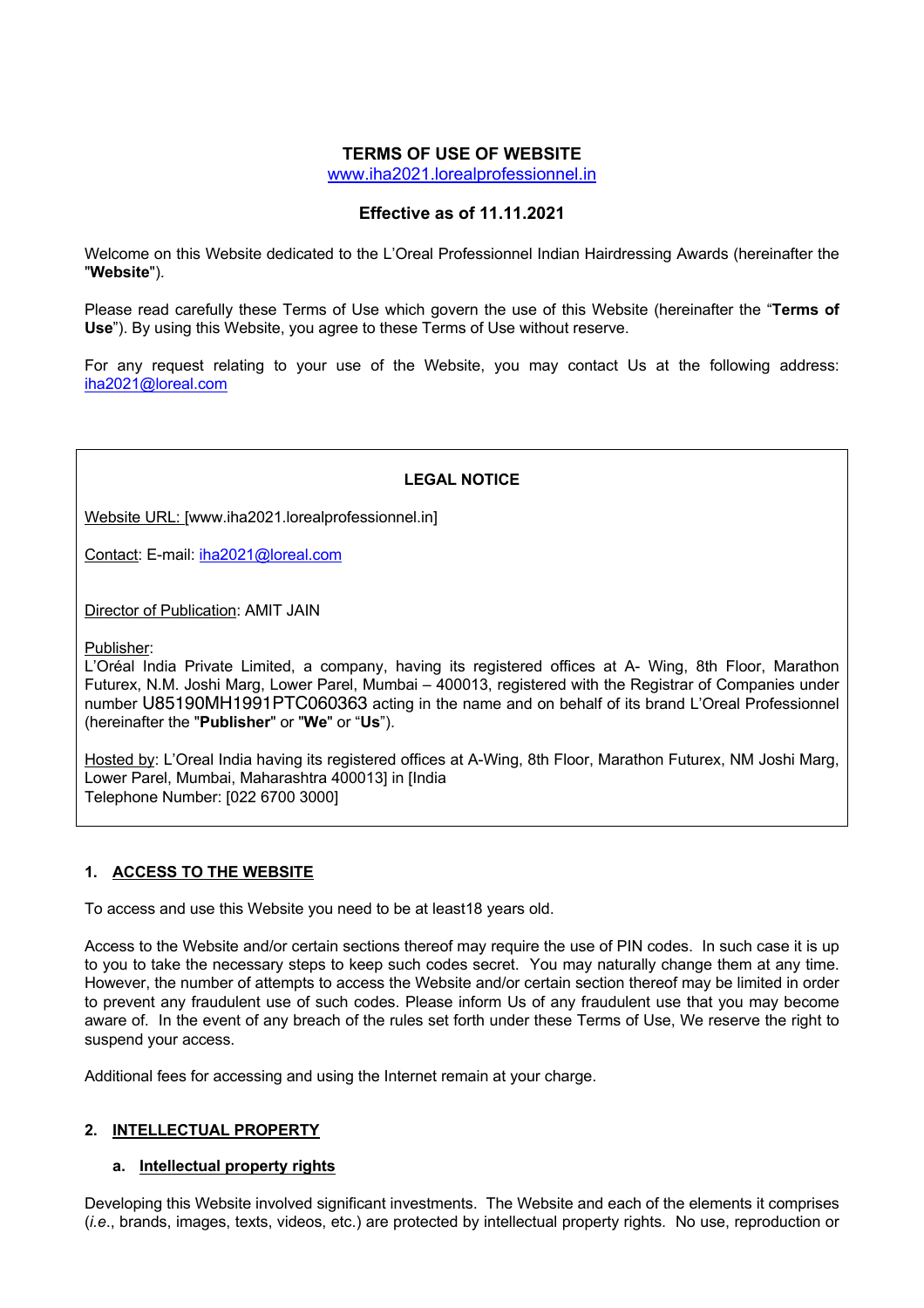# TERMS OF USE OF WEBSITE

www.iha2021.lorealprofessionnel.in

**Effective as of 11.11.2021**

Welcome on this Website dedicated to the L'Oreal Professionnel Indian Hairdressing Awards (hereinafter the "**Website**").

Please read carefully these Terms of Use which govern the use of this Website (hereinafter the "**Terms of Use**"). By using this Website, you agree to these Terms of Use without reserve.

For any request relating to your use of the Website, you may contact Us at the following address: iha2021@loreal.com

---

**LEGAL NOTICE**

Website URL: [www.iha2021.lorealprofessionnel.in]

Contact: E-mail: iha2021@loreal.com

Director of Publication: AMIT JAIN

Publisher:
L'Oréal India Private Limited, a company, having its registered offices at A- Wing, 8th Floor, Marathon Futurex, N.M. Joshi Marg, Lower Parel, Mumbai – 400013, registered with the Registrar of Companies under number U85190MH1991PTC060363 acting in the name and on behalf of its brand L'Oreal Professionnel (hereinafter the "**Publisher**" or "**We**" or "**Us**").

Hosted by: L'Oreal India having its registered offices at A-Wing, 8th Floor, Marathon Futurex, NM Joshi Marg, Lower Parel, Mumbai, Maharashtra 400013] in [India
Telephone Number: [022 6700 3000]

---

## 1. ACCESS TO THE WEBSITE

To access and use this Website you need to be at least18 years old.

Access to the Website and/or certain sections thereof may require the use of PIN codes. In such case it is up to you to take the necessary steps to keep such codes secret. You may naturally change them at any time. However, the number of attempts to access the Website and/or certain section thereof may be limited in order to prevent any fraudulent use of such codes. Please inform Us of any fraudulent use that you may become aware of. In the event of any breach of the rules set forth under these Terms of Use, We reserve the right to suspend your access.

Additional fees for accessing and using the Internet remain at your charge.

## 2. INTELLECTUAL PROPERTY

### a. Intellectual property rights

Developing this Website involved significant investments. The Website and each of the elements it comprises (*i.e.*, brands, images, texts, videos, etc.) are protected by intellectual property rights. No use, reproduction or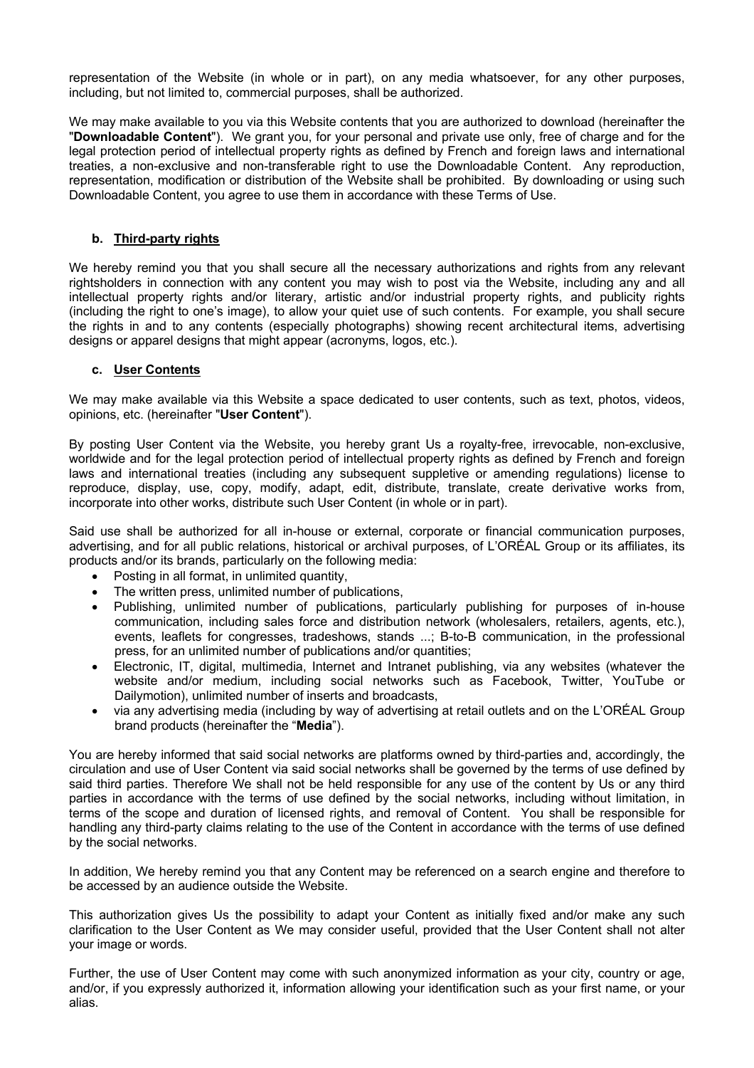representation of the Website (in whole or in part), on any media whatsoever, for any other purposes, including, but not limited to, commercial purposes, shall be authorized.

We may make available to you via this Website contents that you are authorized to download (hereinafter the "**Downloadable Content**"). We grant you, for your personal and private use only, free of charge and for the legal protection period of intellectual property rights as defined by French and foreign laws and international treaties, a non-exclusive and non-transferable right to use the Downloadable Content. Any reproduction, representation, modification or distribution of the Website shall be prohibited. By downloading or using such Downloadable Content, you agree to use them in accordance with these Terms of Use.

### b. Third-party rights

We hereby remind you that you shall secure all the necessary authorizations and rights from any relevant rightsholders in connection with any content you may wish to post via the Website, including any and all intellectual property rights and/or literary, artistic and/or industrial property rights, and publicity rights (including the right to one's image), to allow your quiet use of such contents. For example, you shall secure the rights in and to any contents (especially photographs) showing recent architectural items, advertising designs or apparel designs that might appear (acronyms, logos, etc.).

### c. User Contents

We may make available via this Website a space dedicated to user contents, such as text, photos, videos, opinions, etc. (hereinafter "**User Content**").

By posting User Content via the Website, you hereby grant Us a royalty-free, irrevocable, non-exclusive, worldwide and for the legal protection period of intellectual property rights as defined by French and foreign laws and international treaties (including any subsequent suppletive or amending regulations) license to reproduce, display, use, copy, modify, adapt, edit, distribute, translate, create derivative works from, incorporate into other works, distribute such User Content (in whole or in part).

Said use shall be authorized for all in-house or external, corporate or financial communication purposes, advertising, and for all public relations, historical or archival purposes, of L'ORÉAL Group or its affiliates, its products and/or its brands, particularly on the following media:

- Posting in all format, in unlimited quantity,
- The written press, unlimited number of publications,
- Publishing, unlimited number of publications, particularly publishing for purposes of in-house communication, including sales force and distribution network (wholesalers, retailers, agents, etc.), events, leaflets for congresses, tradeshows, stands ...; B-to-B communication, in the professional press, for an unlimited number of publications and/or quantities;
- Electronic, IT, digital, multimedia, Internet and Intranet publishing, via any websites (whatever the website and/or medium, including social networks such as Facebook, Twitter, YouTube or Dailymotion), unlimited number of inserts and broadcasts,
- via any advertising media (including by way of advertising at retail outlets and on the L'ORÉAL Group brand products (hereinafter the "**Media**").

You are hereby informed that said social networks are platforms owned by third-parties and, accordingly, the circulation and use of User Content via said social networks shall be governed by the terms of use defined by said third parties. Therefore We shall not be held responsible for any use of the content by Us or any third parties in accordance with the terms of use defined by the social networks, including without limitation, in terms of the scope and duration of licensed rights, and removal of Content. You shall be responsible for handling any third-party claims relating to the use of the Content in accordance with the terms of use defined by the social networks.

In addition, We hereby remind you that any Content may be referenced on a search engine and therefore to be accessed by an audience outside the Website.

This authorization gives Us the possibility to adapt your Content as initially fixed and/or make any such clarification to the User Content as We may consider useful, provided that the User Content shall not alter your image or words.

Further, the use of User Content may come with such anonymized information as your city, country or age, and/or, if you expressly authorized it, information allowing your identification such as your first name, or your alias.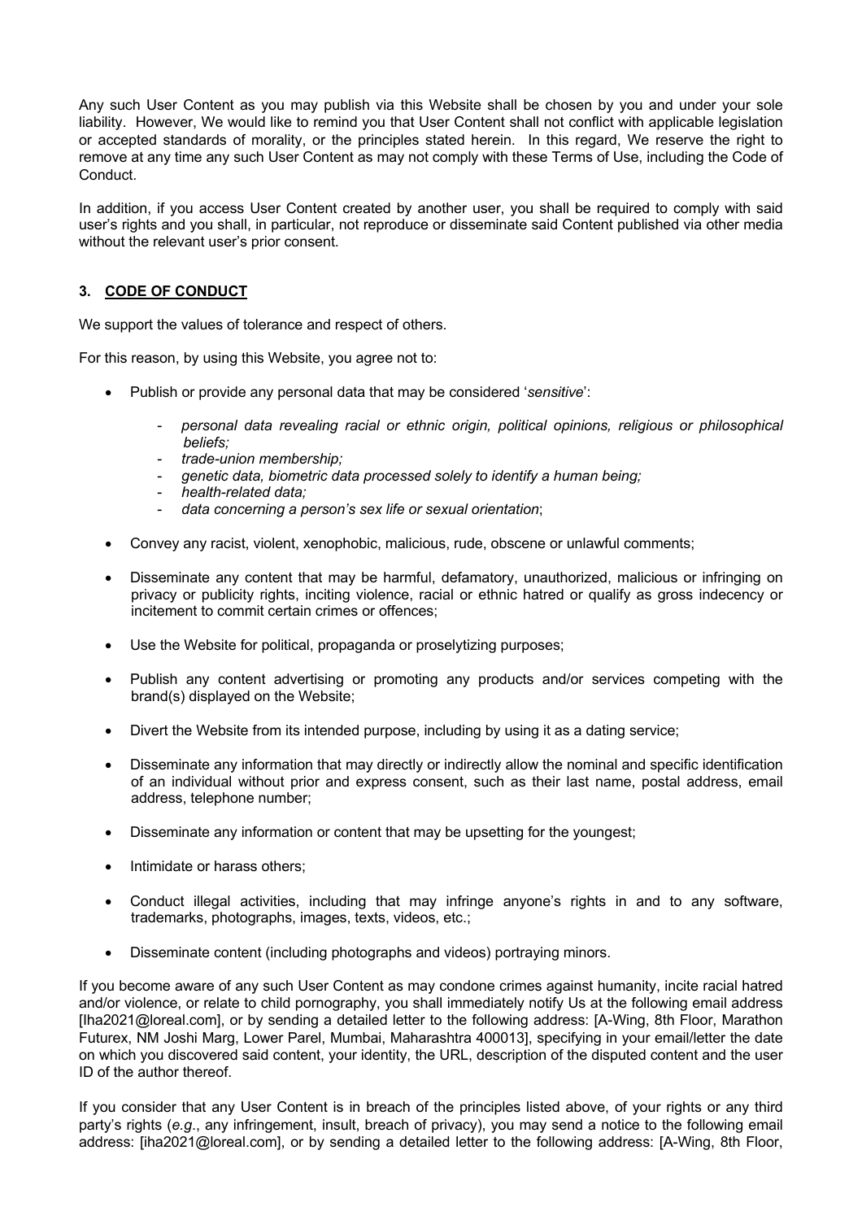Any such User Content as you may publish via this Website shall be chosen by you and under your sole liability. However, We would like to remind you that User Content shall not conflict with applicable legislation or accepted standards of morality, or the principles stated herein. In this regard, We reserve the right to remove at any time any such User Content as may not comply with these Terms of Use, including the Code of Conduct.

In addition, if you access User Content created by another user, you shall be required to comply with said user's rights and you shall, in particular, not reproduce or disseminate said Content published via other media without the relevant user's prior consent.

## 3. CODE OF CONDUCT

We support the values of tolerance and respect of others.

For this reason, by using this Website, you agree not to:

- Publish or provide any personal data that may be considered '*sensitive*':
  - *personal data revealing racial or ethnic origin, political opinions, religious or philosophical beliefs;*
  - *trade-union membership;*
  - *genetic data, biometric data processed solely to identify a human being;*
  - *health-related data;*
  - *data concerning a person's sex life or sexual orientation*;
- Convey any racist, violent, xenophobic, malicious, rude, obscene or unlawful comments;
- Disseminate any content that may be harmful, defamatory, unauthorized, malicious or infringing on privacy or publicity rights, inciting violence, racial or ethnic hatred or qualify as gross indecency or incitement to commit certain crimes or offences;
- Use the Website for political, propaganda or proselytizing purposes;
- Publish any content advertising or promoting any products and/or services competing with the brand(s) displayed on the Website;
- Divert the Website from its intended purpose, including by using it as a dating service;
- Disseminate any information that may directly or indirectly allow the nominal and specific identification of an individual without prior and express consent, such as their last name, postal address, email address, telephone number;
- Disseminate any information or content that may be upsetting for the youngest;
- Intimidate or harass others;
- Conduct illegal activities, including that may infringe anyone's rights in and to any software, trademarks, photographs, images, texts, videos, etc.;
- Disseminate content (including photographs and videos) portraying minors.

If you become aware of any such User Content as may condone crimes against humanity, incite racial hatred and/or violence, or relate to child pornography, you shall immediately notify Us at the following email address [Iha2021@loreal.com], or by sending a detailed letter to the following address: [A-Wing, 8th Floor, Marathon Futurex, NM Joshi Marg, Lower Parel, Mumbai, Maharashtra 400013], specifying in your email/letter the date on which you discovered said content, your identity, the URL, description of the disputed content and the user ID of the author thereof.

If you consider that any User Content is in breach of the principles listed above, of your rights or any third party's rights (*e.g.*, any infringement, insult, breach of privacy), you may send a notice to the following email address: [iha2021@loreal.com], or by sending a detailed letter to the following address: [A-Wing, 8th Floor,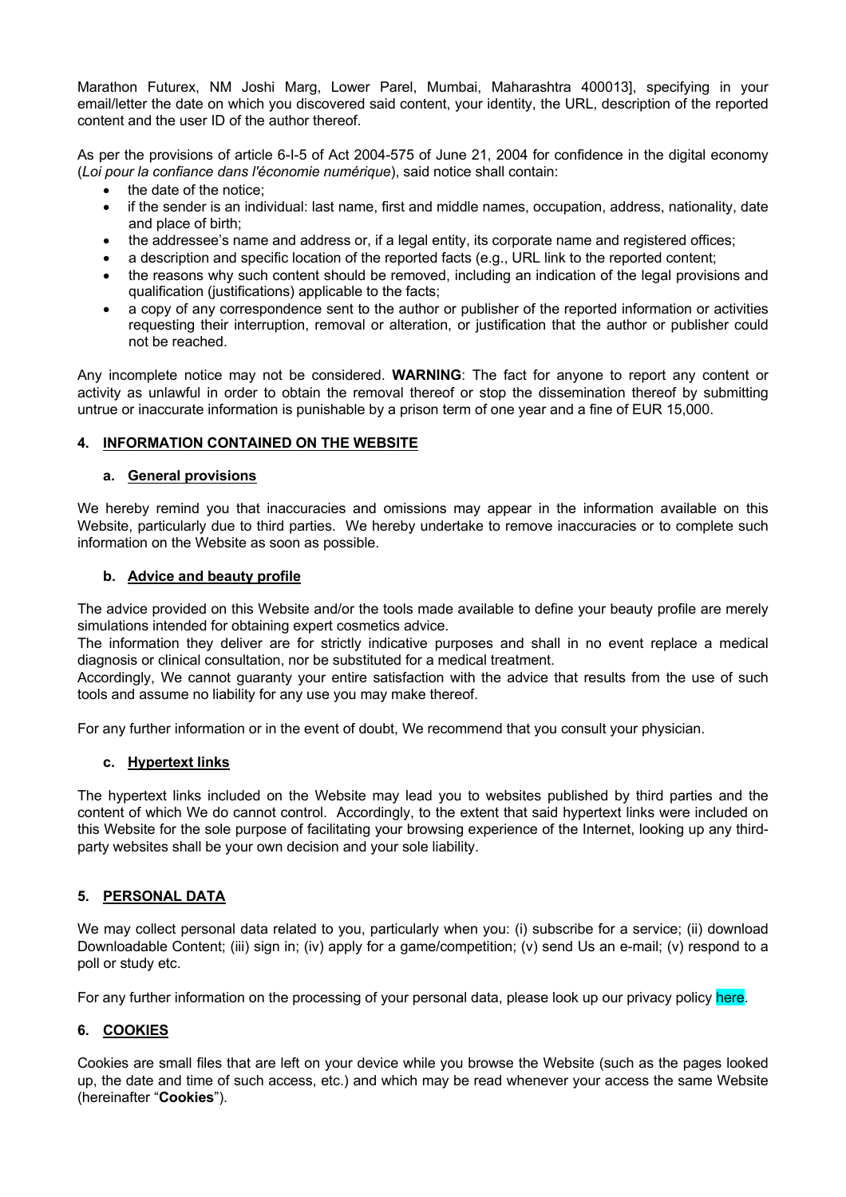Marathon Futurex, NM Joshi Marg, Lower Parel, Mumbai, Maharashtra 400013], specifying in your email/letter the date on which you discovered said content, your identity, the URL, description of the reported content and the user ID of the author thereof.

As per the provisions of article 6-I-5 of Act 2004-575 of June 21, 2004 for confidence in the digital economy (*Loi pour la confiance dans l'économie numérique*), said notice shall contain:

- the date of the notice;
- if the sender is an individual: last name, first and middle names, occupation, address, nationality, date and place of birth;
- the addressee's name and address or, if a legal entity, its corporate name and registered offices;
- a description and specific location of the reported facts (e.g., URL link to the reported content;
- the reasons why such content should be removed, including an indication of the legal provisions and qualification (justifications) applicable to the facts;
- a copy of any correspondence sent to the author or publisher of the reported information or activities requesting their interruption, removal or alteration, or justification that the author or publisher could not be reached.

Any incomplete notice may not be considered. **WARNING**: The fact for anyone to report any content or activity as unlawful in order to obtain the removal thereof or stop the dissemination thereof by submitting untrue or inaccurate information is punishable by a prison term of one year and a fine of EUR 15,000.

## 4. INFORMATION CONTAINED ON THE WEBSITE

### a. General provisions

We hereby remind you that inaccuracies and omissions may appear in the information available on this Website, particularly due to third parties. We hereby undertake to remove inaccuracies or to complete such information on the Website as soon as possible.

### b. Advice and beauty profile

The advice provided on this Website and/or the tools made available to define your beauty profile are merely simulations intended for obtaining expert cosmetics advice.

The information they deliver are for strictly indicative purposes and shall in no event replace a medical diagnosis or clinical consultation, nor be substituted for a medical treatment.

Accordingly, We cannot guaranty your entire satisfaction with the advice that results from the use of such tools and assume no liability for any use you may make thereof.

For any further information or in the event of doubt, We recommend that you consult your physician.

### c. Hypertext links

The hypertext links included on the Website may lead you to websites published by third parties and the content of which We do cannot control. Accordingly, to the extent that said hypertext links were included on this Website for the sole purpose of facilitating your browsing experience of the Internet, looking up any third-party websites shall be your own decision and your sole liability.

## 5. PERSONAL DATA

We may collect personal data related to you, particularly when you: (i) subscribe for a service; (ii) download Downloadable Content; (iii) sign in; (iv) apply for a game/competition; (v) send Us an e-mail; (v) respond to a poll or study etc.

For any further information on the processing of your personal data, please look up our privacy policy here.

## 6. COOKIES

Cookies are small files that are left on your device while you browse the Website (such as the pages looked up, the date and time of such access, etc.) and which may be read whenever your access the same Website (hereinafter "**Cookies**").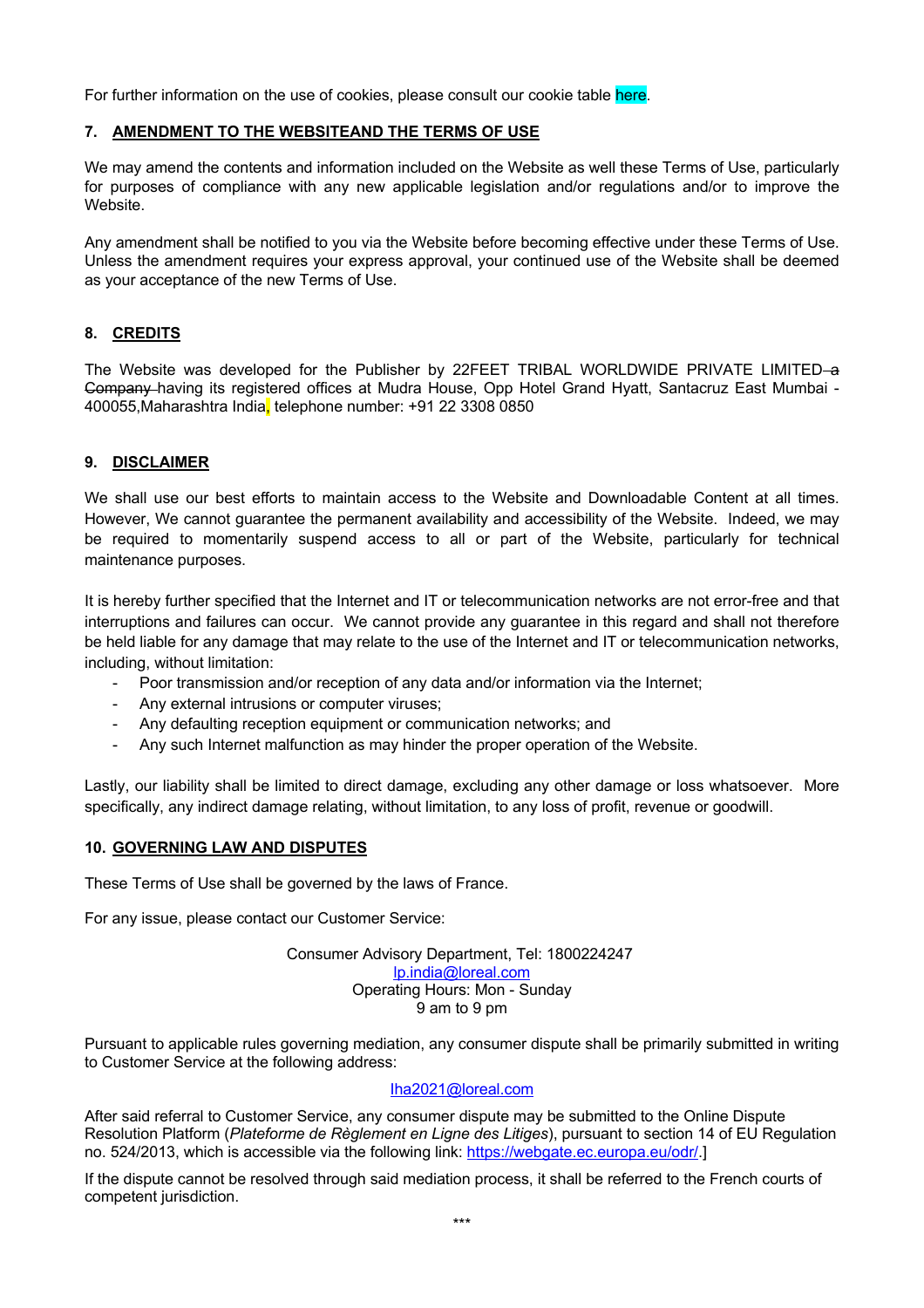For further information on the use of cookies, please consult our cookie table here.

## 7. AMENDMENT TO THE WEBSITEAND THE TERMS OF USE

We may amend the contents and information included on the Website as well these Terms of Use, particularly for purposes of compliance with any new applicable legislation and/or regulations and/or to improve the Website.

Any amendment shall be notified to you via the Website before becoming effective under these Terms of Use. Unless the amendment requires your express approval, your continued use of the Website shall be deemed as your acceptance of the new Terms of Use.

## 8. CREDITS

The Website was developed for the Publisher by 22FEET TRIBAL WORLDWIDE PRIVATE LIMITED ~~a Company~~ having its registered offices at Mudra House, Opp Hotel Grand Hyatt, Santacruz East Mumbai - 400055,Maharashtra India, telephone number: +91 22 3308 0850

## 9. DISCLAIMER

We shall use our best efforts to maintain access to the Website and Downloadable Content at all times. However, We cannot guarantee the permanent availability and accessibility of the Website. Indeed, we may be required to momentarily suspend access to all or part of the Website, particularly for technical maintenance purposes.

It is hereby further specified that the Internet and IT or telecommunication networks are not error-free and that interruptions and failures can occur. We cannot provide any guarantee in this regard and shall not therefore be held liable for any damage that may relate to the use of the Internet and IT or telecommunication networks, including, without limitation:

- Poor transmission and/or reception of any data and/or information via the Internet;
- Any external intrusions or computer viruses;
- Any defaulting reception equipment or communication networks; and
- Any such Internet malfunction as may hinder the proper operation of the Website.

Lastly, our liability shall be limited to direct damage, excluding any other damage or loss whatsoever. More specifically, any indirect damage relating, without limitation, to any loss of profit, revenue or goodwill.

## 10. GOVERNING LAW AND DISPUTES

These Terms of Use shall be governed by the laws of France.

For any issue, please contact our Customer Service:

Consumer Advisory Department, Tel: 1800224247
lp.india@loreal.com
Operating Hours: Mon - Sunday
9 am to 9 pm

Pursuant to applicable rules governing mediation, any consumer dispute shall be primarily submitted in writing to Customer Service at the following address:

lha2021@loreal.com

After said referral to Customer Service, any consumer dispute may be submitted to the Online Dispute Resolution Platform (*Plateforme de Règlement en Ligne des Litiges*), pursuant to section 14 of EU Regulation no. 524/2013, which is accessible via the following link: https://webgate.ec.europa.eu/odr/.]

If the dispute cannot be resolved through said mediation process, it shall be referred to the French courts of competent jurisdiction.

\*\*\*